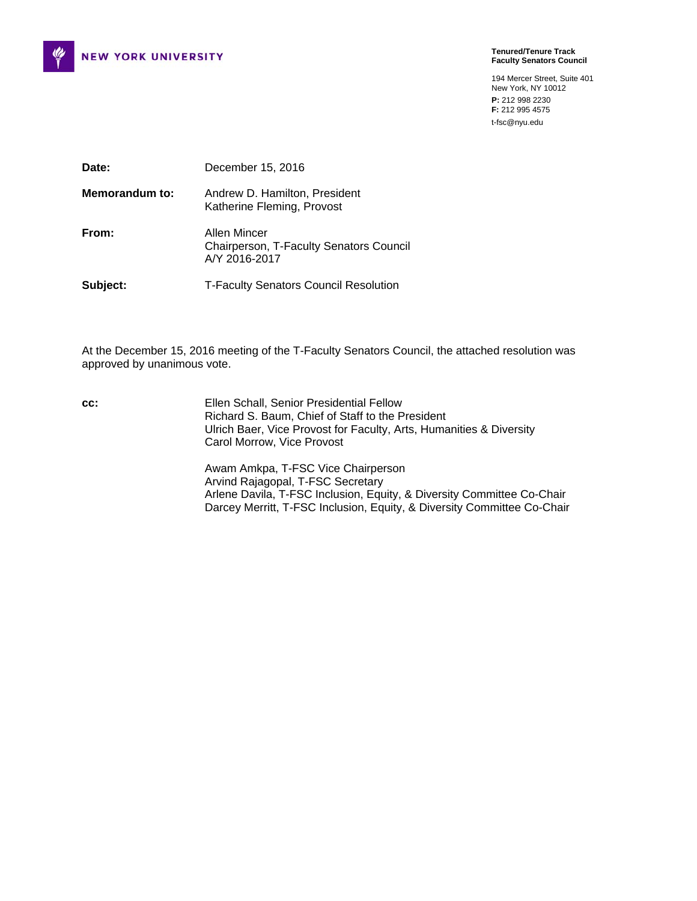**NEW YORK UNIVERSITY**

**Tenured/Tenure Track Faculty Senators Council**

194 Mercer Street, Suite 401
New York, NY 10012
**P:** 212 998 2230
**F:** 212 995 4575
t-fsc@nyu.edu

| | |
|---|---|
| **Date:** | December 15, 2016 |
| **Memorandum to:** | Andrew D. Hamilton, President<br>Katherine Fleming, Provost |
| **From:** | Allen Mincer<br>Chairperson, T-Faculty Senators Council<br>A/Y 2016-2017 |
| **Subject:** | T-Faculty Senators Council Resolution |

At the December 15, 2016 meeting of the T-Faculty Senators Council, the attached resolution was approved by unanimous vote.

**cc:**

Ellen Schall, Senior Presidential Fellow
Richard S. Baum, Chief of Staff to the President
Ulrich Baer, Vice Provost for Faculty, Arts, Humanities & Diversity
Carol Morrow, Vice Provost

Awam Amkpa, T-FSC Vice Chairperson
Arvind Rajagopal, T-FSC Secretary
Arlene Davila, T-FSC Inclusion, Equity, & Diversity Committee Co-Chair
Darcey Merritt, T-FSC Inclusion, Equity, & Diversity Committee Co-Chair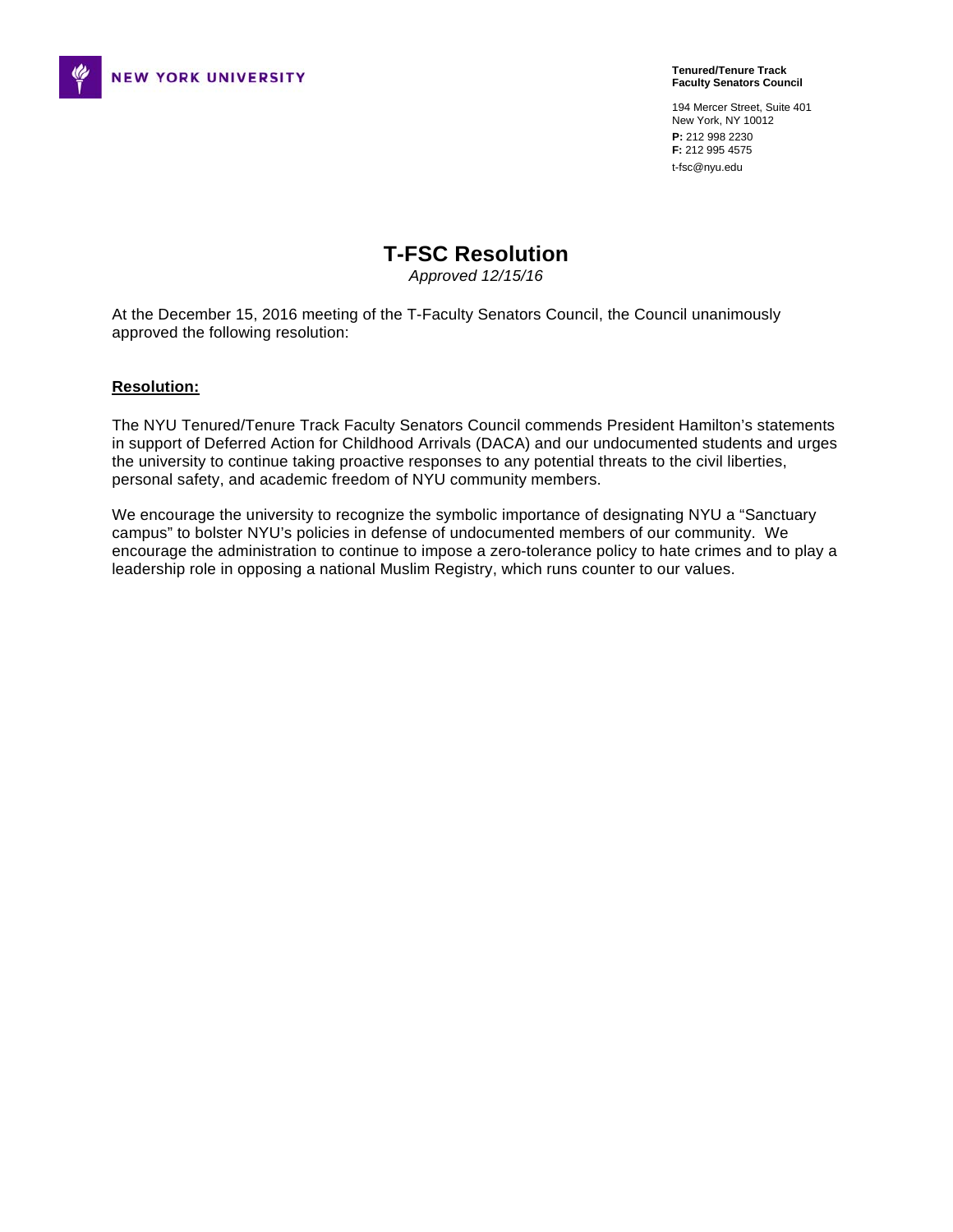NEW YORK UNIVERSITY

**Tenured/Tenure Track**
**Faculty Senators Council**

194 Mercer Street, Suite 401
New York, NY 10012
**P:** 212 998 2230
**F:** 212 995 4575
t-fsc@nyu.edu

# T-FSC Resolution

*Approved 12/15/16*

At the December 15, 2016 meeting of the T-Faculty Senators Council, the Council unanimously approved the following resolution:

**Resolution:**

The NYU Tenured/Tenure Track Faculty Senators Council commends President Hamilton's statements in support of Deferred Action for Childhood Arrivals (DACA) and our undocumented students and urges the university to continue taking proactive responses to any potential threats to the civil liberties, personal safety, and academic freedom of NYU community members.

We encourage the university to recognize the symbolic importance of designating NYU a "Sanctuary campus" to bolster NYU's policies in defense of undocumented members of our community. We encourage the administration to continue to impose a zero-tolerance policy to hate crimes and to play a leadership role in opposing a national Muslim Registry, which runs counter to our values.